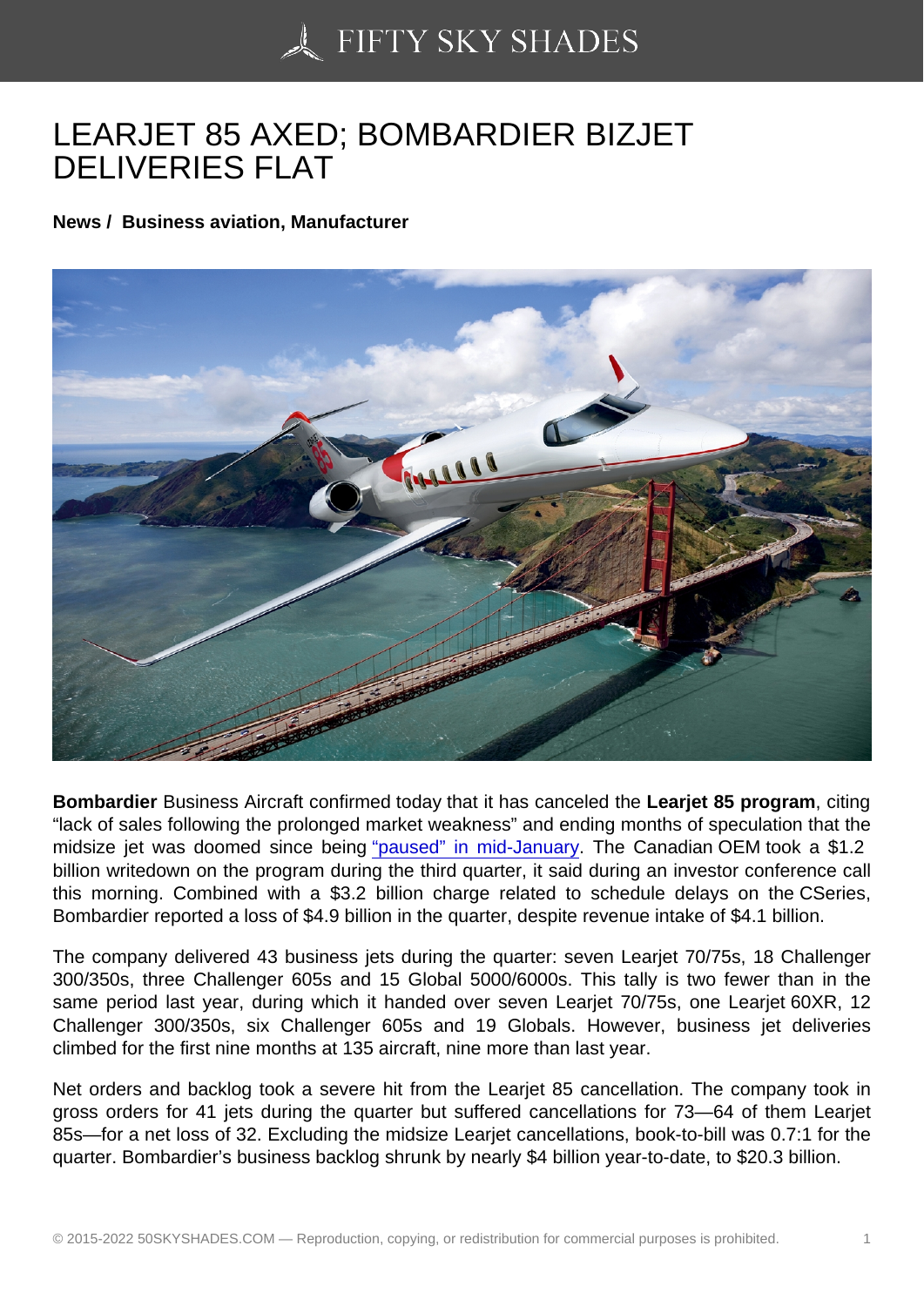# LEARJET 85 AXED; BOMBARDIER BIZJET DELIVERIES FLAT

**News / Business aviation, Manufacturer**

**Bombardier** Business Aircraft confirmed today that it has canceled the **Learjet 85 program**, citing "lack of sales following the prolonged market weakness" and ending months of speculation that the midsize jet was doomed since being "paused" in mid-January. The Canadian OEM took a $1.2 billion writedown on the program during the third quarter, it said during an investor conference call this morning. Combined with a $3.2 billion charge related to schedule delays on the CSeries, Bombardier reported a loss of $4.9 billion in the quarter, despite revenue intake of $4.1 billion.

The company delivered 43 business jets during the quarter: seven Learjet 70/75s, 18 Challenger 300/350s, three Challenger 605s and 15 Global 5000/6000s. This tally is two fewer than in the same period last year, during which it handed over seven Learjet 70/75s, one Learjet 60XR, 12 Challenger 300/350s, six Challenger 605s and 19 Globals. However, business jet deliveries climbed for the first nine months at 135 aircraft, nine more than last year.

Net orders and backlog took a severe hit from the Learjet 85 cancellation. The company took in gross orders for 41 jets during the quarter but suffered cancellations for 73—64 of them Learjet 85s—for a net loss of 32. Excluding the midsize Learjet cancellations, book-to-bill was 0.7:1 for the quarter. Bombardier's business backlog shrunk by nearly $4 billion year-to-date, to $20.3 billion.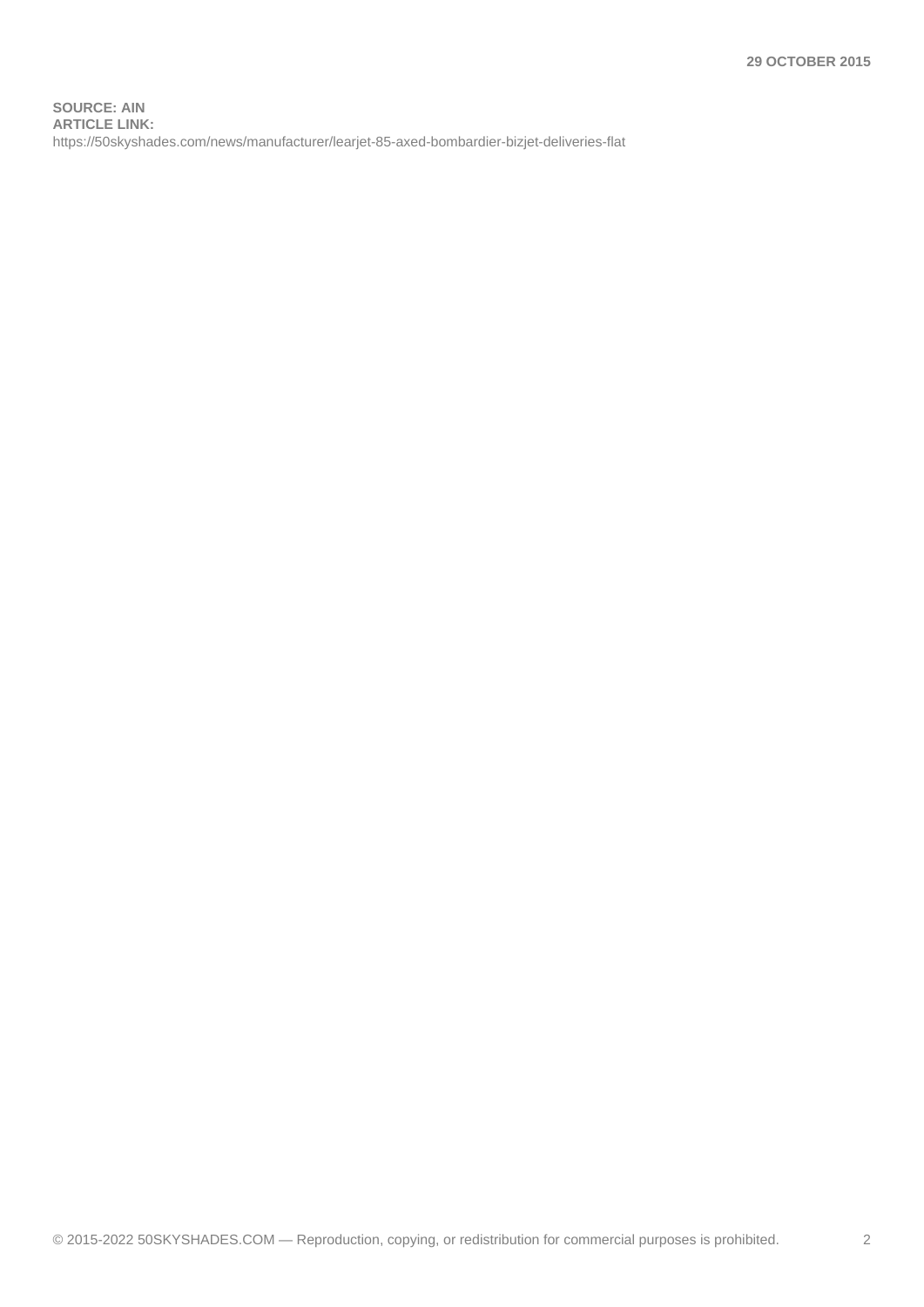**SOURCE: AIN**
**ARTICLE LINK:**
https://50skyshades.com/news/manufacturer/learjet-85-axed-bombardier-bizjet-deliveries-flat